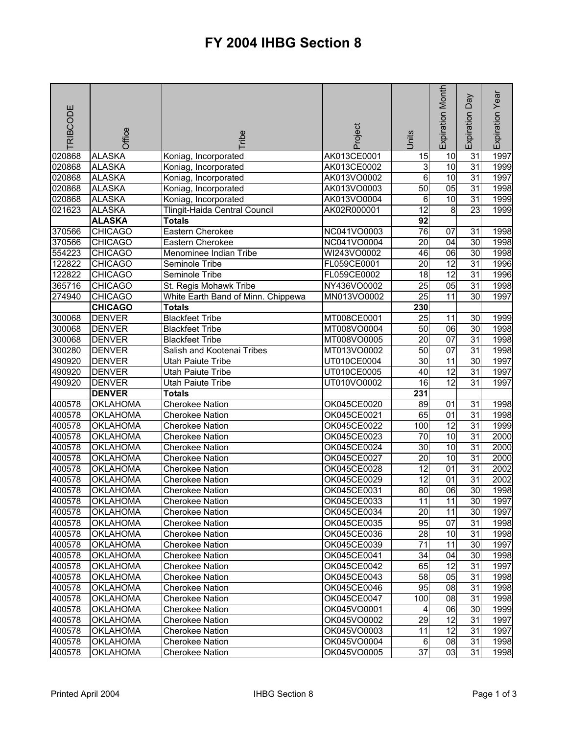# FY 2004 IHBG Section 8

| TRIBCODE | Office | Tribe | Project | Units | Expiration Month | Expiration Day | Expiration Year |
|---|---|---|---|---|---|---|---|
| 020868 | ALASKA | Koniag, Incorporated | AK013CE0001 | 15 | 10 | 31 | 1997 |
| 020868 | ALASKA | Koniag, Incorporated | AK013CE0002 | 3 | 10 | 31 | 1999 |
| 020868 | ALASKA | Koniag, Incorporated | AK013VO0002 | 6 | 10 | 31 | 1997 |
| 020868 | ALASKA | Koniag, Incorporated | AK013VO0003 | 50 | 05 | 31 | 1998 |
| 020868 | ALASKA | Koniag, Incorporated | AK013VO0004 | 6 | 10 | 31 | 1999 |
| 021623 | ALASKA | Tlingit-Haida Central Council | AK02R000001 | 12 | 8 | 23 | 1999 |
| | **ALASKA** | **Totals** | | **92** | | | |
| 370566 | CHICAGO | Eastern Cherokee | NC041VO0003 | 76 | 07 | 31 | 1998 |
| 370566 | CHICAGO | Eastern Cherokee | NC041VO0004 | 20 | 04 | 30 | 1998 |
| 554223 | CHICAGO | Menominee Indian Tribe | WI243VO0002 | 46 | 06 | 30 | 1998 |
| 122822 | CHICAGO | Seminole Tribe | FL059CE0001 | 20 | 12 | 31 | 1996 |
| 122822 | CHICAGO | Seminole Tribe | FL059CE0002 | 18 | 12 | 31 | 1996 |
| 365716 | CHICAGO | St. Regis Mohawk Tribe | NY436VO0002 | 25 | 05 | 31 | 1998 |
| 274940 | CHICAGO | White Earth Band of Minn. Chippewa | MN013VO0002 | 25 | 11 | 30 | 1997 |
| | **CHICAGO** | **Totals** | | **230** | | | |
| 300068 | DENVER | Blackfeet Tribe | MT008CE0001 | 25 | 11 | 30 | 1999 |
| 300068 | DENVER | Blackfeet Tribe | MT008VO0004 | 50 | 06 | 30 | 1998 |
| 300068 | DENVER | Blackfeet Tribe | MT008VO0005 | 20 | 07 | 31 | 1998 |
| 300280 | DENVER | Salish and Kootenai Tribes | MT013VO0002 | 50 | 07 | 31 | 1998 |
| 490920 | DENVER | Utah Paiute Tribe | UT010CE0004 | 30 | 11 | 30 | 1997 |
| 490920 | DENVER | Utah Paiute Tribe | UT010CE0005 | 40 | 12 | 31 | 1997 |
| 490920 | DENVER | Utah Paiute Tribe | UT010VO0002 | 16 | 12 | 31 | 1997 |
| | **DENVER** | **Totals** | | **231** | | | |
| 400578 | OKLAHOMA | Cherokee Nation | OK045CE0020 | 89 | 01 | 31 | 1998 |
| 400578 | OKLAHOMA | Cherokee Nation | OK045CE0021 | 65 | 01 | 31 | 1998 |
| 400578 | OKLAHOMA | Cherokee Nation | OK045CE0022 | 100 | 12 | 31 | 1999 |
| 400578 | OKLAHOMA | Cherokee Nation | OK045CE0023 | 70 | 10 | 31 | 2000 |
| 400578 | OKLAHOMA | Cherokee Nation | OK045CE0024 | 30 | 10 | 31 | 2000 |
| 400578 | OKLAHOMA | Cherokee Nation | OK045CE0027 | 20 | 10 | 31 | 2000 |
| 400578 | OKLAHOMA | Cherokee Nation | OK045CE0028 | 12 | 01 | 31 | 2002 |
| 400578 | OKLAHOMA | Cherokee Nation | OK045CE0029 | 12 | 01 | 31 | 2002 |
| 400578 | OKLAHOMA | Cherokee Nation | OK045CE0031 | 80 | 06 | 30 | 1998 |
| 400578 | OKLAHOMA | Cherokee Nation | OK045CE0033 | 11 | 11 | 30 | 1997 |
| 400578 | OKLAHOMA | Cherokee Nation | OK045CE0034 | 20 | 11 | 30 | 1997 |
| 400578 | OKLAHOMA | Cherokee Nation | OK045CE0035 | 95 | 07 | 31 | 1998 |
| 400578 | OKLAHOMA | Cherokee Nation | OK045CE0036 | 28 | 10 | 31 | 1998 |
| 400578 | OKLAHOMA | Cherokee Nation | OK045CE0039 | 71 | 11 | 30 | 1997 |
| 400578 | OKLAHOMA | Cherokee Nation | OK045CE0041 | 34 | 04 | 30 | 1998 |
| 400578 | OKLAHOMA | Cherokee Nation | OK045CE0042 | 65 | 12 | 31 | 1997 |
| 400578 | OKLAHOMA | Cherokee Nation | OK045CE0043 | 58 | 05 | 31 | 1998 |
| 400578 | OKLAHOMA | Cherokee Nation | OK045CE0046 | 95 | 08 | 31 | 1998 |
| 400578 | OKLAHOMA | Cherokee Nation | OK045CE0047 | 100 | 08 | 31 | 1998 |
| 400578 | OKLAHOMA | Cherokee Nation | OK045VO0001 | 4 | 06 | 30 | 1999 |
| 400578 | OKLAHOMA | Cherokee Nation | OK045VO0002 | 29 | 12 | 31 | 1997 |
| 400578 | OKLAHOMA | Cherokee Nation | OK045VO0003 | 11 | 12 | 31 | 1997 |
| 400578 | OKLAHOMA | Cherokee Nation | OK045VO0004 | 6 | 08 | 31 | 1998 |
| 400578 | OKLAHOMA | Cherokee Nation | OK045VO0005 | 37 | 03 | 31 | 1998 |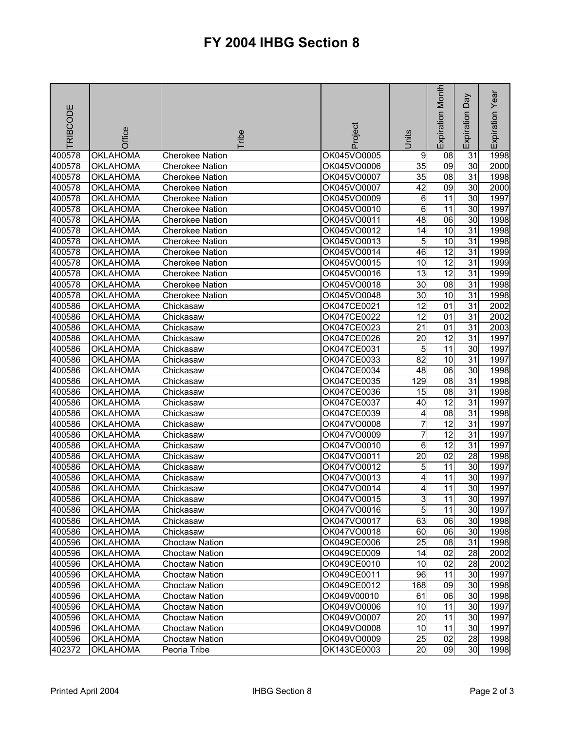# FY 2004 IHBG Section 8

| TRIBCODE | Office | Tribe | Project | Units | Expiration Month | Expiration Day | Expiration Year |
|---|---|---|---|---|---|---|---|
| 400578 | OKLAHOMA | Cherokee Nation | OK045VO0005 | 9 | 08 | 31 | 1998 |
| 400578 | OKLAHOMA | Cherokee Nation | OK045VO0006 | 35 | 09 | 30 | 2000 |
| 400578 | OKLAHOMA | Cherokee Nation | OK045VO0007 | 35 | 08 | 31 | 1998 |
| 400578 | OKLAHOMA | Cherokee Nation | OK045VO0007 | 42 | 09 | 30 | 2000 |
| 400578 | OKLAHOMA | Cherokee Nation | OK045VO0009 | 6 | 11 | 30 | 1997 |
| 400578 | OKLAHOMA | Cherokee Nation | OK045VO0010 | 6 | 11 | 30 | 1997 |
| 400578 | OKLAHOMA | Cherokee Nation | OK045VO0011 | 48 | 06 | 30 | 1998 |
| 400578 | OKLAHOMA | Cherokee Nation | OK045VO0012 | 14 | 10 | 31 | 1998 |
| 400578 | OKLAHOMA | Cherokee Nation | OK045VO0013 | 5 | 10 | 31 | 1998 |
| 400578 | OKLAHOMA | Cherokee Nation | OK045VO0014 | 46 | 12 | 31 | 1999 |
| 400578 | OKLAHOMA | Cherokee Nation | OK045VO0015 | 10 | 12 | 31 | 1999 |
| 400578 | OKLAHOMA | Cherokee Nation | OK045VO0016 | 13 | 12 | 31 | 1999 |
| 400578 | OKLAHOMA | Cherokee Nation | OK045VO0018 | 30 | 08 | 31 | 1998 |
| 400578 | OKLAHOMA | Cherokee Nation | OK045VO0048 | 30 | 10 | 31 | 1998 |
| 400586 | OKLAHOMA | Chickasaw | OK047CE0021 | 12 | 01 | 31 | 2002 |
| 400586 | OKLAHOMA | Chickasaw | OK047CE0022 | 12 | 01 | 31 | 2002 |
| 400586 | OKLAHOMA | Chickasaw | OK047CE0023 | 21 | 01 | 31 | 2003 |
| 400586 | OKLAHOMA | Chickasaw | OK047CE0026 | 20 | 12 | 31 | 1997 |
| 400586 | OKLAHOMA | Chickasaw | OK047CE0031 | 5 | 11 | 30 | 1997 |
| 400586 | OKLAHOMA | Chickasaw | OK047CE0033 | 82 | 10 | 31 | 1997 |
| 400586 | OKLAHOMA | Chickasaw | OK047CE0034 | 48 | 06 | 30 | 1998 |
| 400586 | OKLAHOMA | Chickasaw | OK047CE0035 | 129 | 08 | 31 | 1998 |
| 400586 | OKLAHOMA | Chickasaw | OK047CE0036 | 15 | 08 | 31 | 1998 |
| 400586 | OKLAHOMA | Chickasaw | OK047CE0037 | 40 | 12 | 31 | 1997 |
| 400586 | OKLAHOMA | Chickasaw | OK047CE0039 | 4 | 08 | 31 | 1998 |
| 400586 | OKLAHOMA | Chickasaw | OK047VO0008 | 7 | 12 | 31 | 1997 |
| 400586 | OKLAHOMA | Chickasaw | OK047VO0009 | 7 | 12 | 31 | 1997 |
| 400586 | OKLAHOMA | Chickasaw | OK047VO0010 | 6 | 12 | 31 | 1997 |
| 400586 | OKLAHOMA | Chickasaw | OK047VO0011 | 20 | 02 | 28 | 1998 |
| 400586 | OKLAHOMA | Chickasaw | OK047VO0012 | 5 | 11 | 30 | 1997 |
| 400586 | OKLAHOMA | Chickasaw | OK047VO0013 | 4 | 11 | 30 | 1997 |
| 400586 | OKLAHOMA | Chickasaw | OK047VO0014 | 4 | 11 | 30 | 1997 |
| 400586 | OKLAHOMA | Chickasaw | OK047VO0015 | 3 | 11 | 30 | 1997 |
| 400586 | OKLAHOMA | Chickasaw | OK047VO0016 | 5 | 11 | 30 | 1997 |
| 400586 | OKLAHOMA | Chickasaw | OK047VO0017 | 63 | 06 | 30 | 1998 |
| 400586 | OKLAHOMA | Chickasaw | OK047VO0018 | 60 | 06 | 30 | 1998 |
| 400596 | OKLAHOMA | Choctaw Nation | OK049CE0006 | 25 | 08 | 31 | 1998 |
| 400596 | OKLAHOMA | Choctaw Nation | OK049CE0009 | 14 | 02 | 28 | 2002 |
| 400596 | OKLAHOMA | Choctaw Nation | OK049CE0010 | 10 | 02 | 28 | 2002 |
| 400596 | OKLAHOMA | Choctaw Nation | OK049CE0011 | 96 | 11 | 30 | 1997 |
| 400596 | OKLAHOMA | Choctaw Nation | OK049CE0012 | 168 | 09 | 30 | 1998 |
| 400596 | OKLAHOMA | Choctaw Nation | OK049V00010 | 61 | 06 | 30 | 1998 |
| 400596 | OKLAHOMA | Choctaw Nation | OK049VO0006 | 10 | 11 | 30 | 1997 |
| 400596 | OKLAHOMA | Choctaw Nation | OK049VO0007 | 20 | 11 | 30 | 1997 |
| 400596 | OKLAHOMA | Choctaw Nation | OK049VO0008 | 10 | 11 | 30 | 1997 |
| 400596 | OKLAHOMA | Choctaw Nation | OK049VO0009 | 25 | 02 | 28 | 1998 |
| 402372 | OKLAHOMA | Peoria Tribe | OK143CE0003 | 20 | 09 | 30 | 1998 |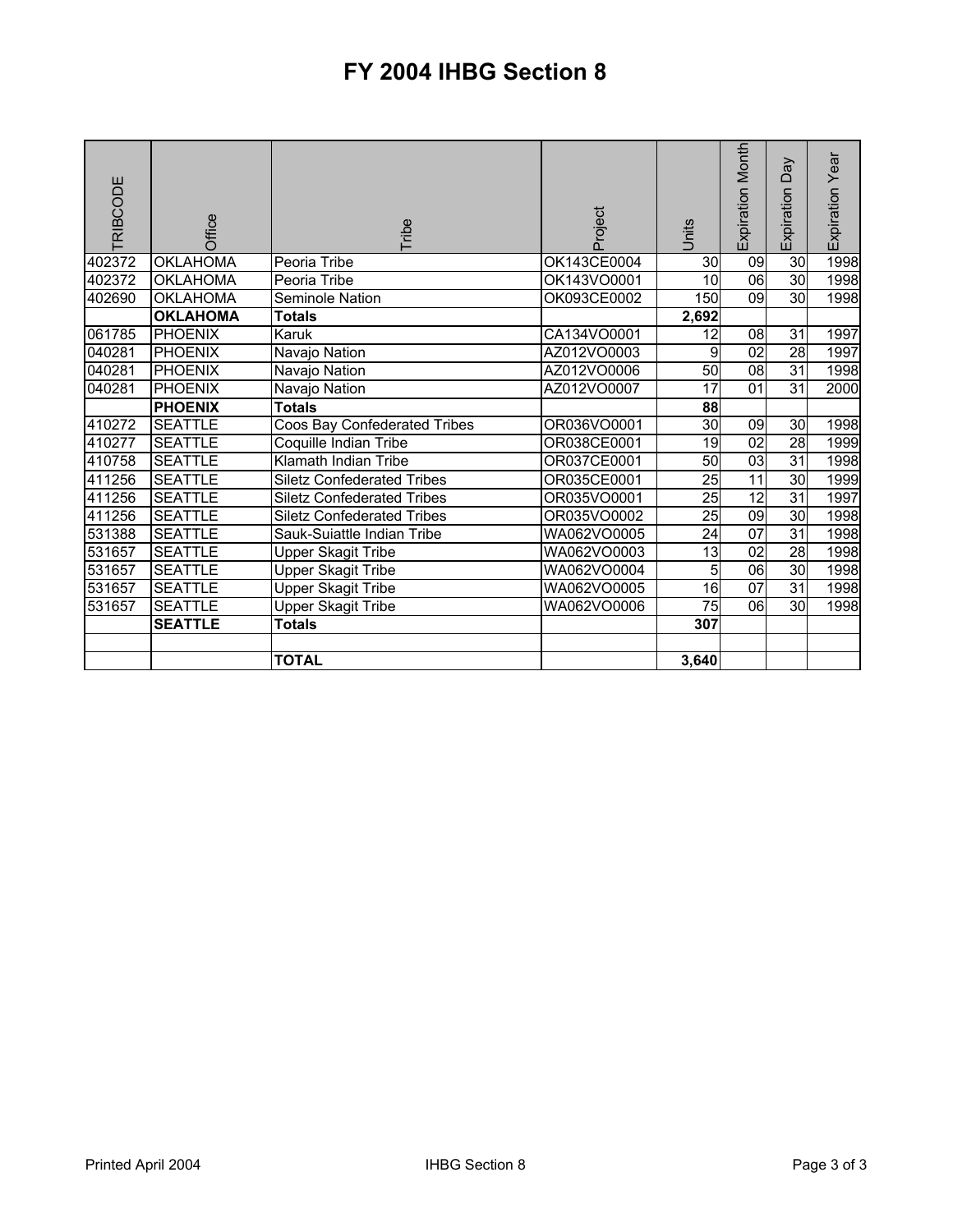# FY 2004 IHBG Section 8

| TRIBCODE | Office | Tribe | Project | Units | Expiration Month | Expiration Day | Expiration Year |
|---|---|---|---|---|---|---|---|
| 402372 | OKLAHOMA | Peoria Tribe | OK143CE0004 | 30 | 09 | 30 | 1998 |
| 402372 | OKLAHOMA | Peoria Tribe | OK143VO0001 | 10 | 06 | 30 | 1998 |
| 402690 | OKLAHOMA | Seminole Nation | OK093CE0002 | 150 | 09 | 30 | 1998 |
| | **OKLAHOMA** | **Totals** | | **2,692** | | | |
| 061785 | PHOENIX | Karuk | CA134VO0001 | 12 | 08 | 31 | 1997 |
| 040281 | PHOENIX | Navajo Nation | AZ012VO0003 | 9 | 02 | 28 | 1997 |
| 040281 | PHOENIX | Navajo Nation | AZ012VO0006 | 50 | 08 | 31 | 1998 |
| 040281 | PHOENIX | Navajo Nation | AZ012VO0007 | 17 | 01 | 31 | 2000 |
| | **PHOENIX** | **Totals** | | **88** | | | |
| 410272 | SEATTLE | Coos Bay Confederated Tribes | OR036VO0001 | 30 | 09 | 30 | 1998 |
| 410277 | SEATTLE | Coquille Indian Tribe | OR038CE0001 | 19 | 02 | 28 | 1999 |
| 410758 | SEATTLE | Klamath Indian Tribe | OR037CE0001 | 50 | 03 | 31 | 1998 |
| 411256 | SEATTLE | Siletz Confederated Tribes | OR035CE0001 | 25 | 11 | 30 | 1999 |
| 411256 | SEATTLE | Siletz Confederated Tribes | OR035VO0001 | 25 | 12 | 31 | 1997 |
| 411256 | SEATTLE | Siletz Confederated Tribes | OR035VO0002 | 25 | 09 | 30 | 1998 |
| 531388 | SEATTLE | Sauk-Suiattle Indian Tribe | WA062VO0005 | 24 | 07 | 31 | 1998 |
| 531657 | SEATTLE | Upper Skagit Tribe | WA062VO0003 | 13 | 02 | 28 | 1998 |
| 531657 | SEATTLE | Upper Skagit Tribe | WA062VO0004 | 5 | 06 | 30 | 1998 |
| 531657 | SEATTLE | Upper Skagit Tribe | WA062VO0005 | 16 | 07 | 31 | 1998 |
| 531657 | SEATTLE | Upper Skagit Tribe | WA062VO0006 | 75 | 06 | 30 | 1998 |
| | **SEATTLE** | **Totals** | | **307** | | | |
| | | | | | | | |
| | | **TOTAL** | | **3,640** | | | |

Printed April 2004 IHBG Section 8